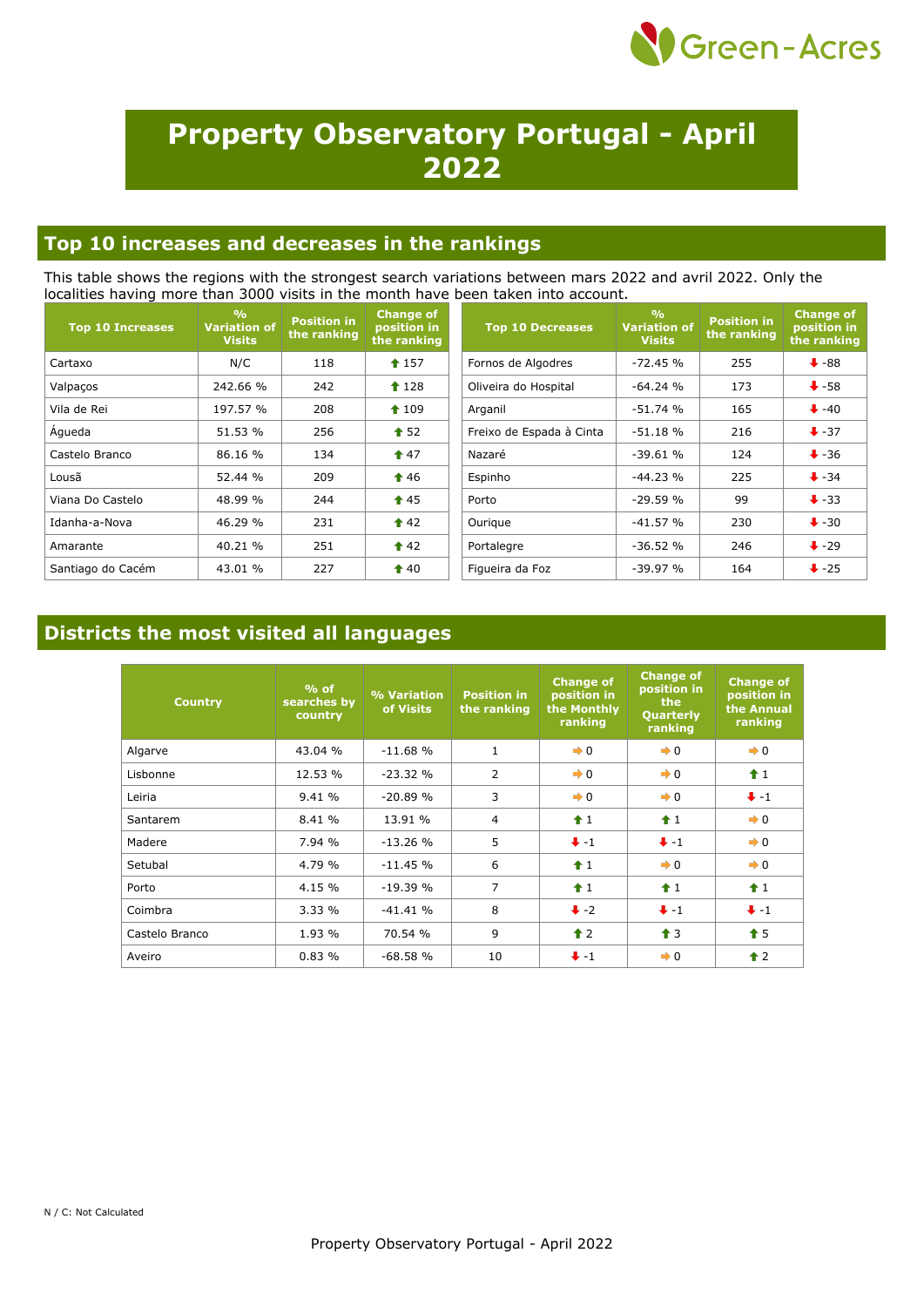# Property Observatory Portugal - April 2022

## Top 10 increases and decreases in the rankings

This table shows the regions with the strongest search variations between mars 2022 and avril 2022. Only the localities having more than 3000 visits in the month have been taken into account.

| Top 10 Increases | % Variation of Visits | Position in the ranking | Change of position in the ranking |
|---|---|---|---|
| Cartaxo | N/C | 118 | ⬆ 157 |
| Valpaços | 242.66 % | 242 | ⬆ 128 |
| Vila de Rei | 197.57 % | 208 | ⬆ 109 |
| Águeda | 51.53 % | 256 | ⬆ 52 |
| Castelo Branco | 86.16 % | 134 | ⬆ 47 |
| Lousã | 52.44 % | 209 | ⬆ 46 |
| Viana Do Castelo | 48.99 % | 244 | ⬆ 45 |
| Idanha-a-Nova | 46.29 % | 231 | ⬆ 42 |
| Amarante | 40.21 % | 251 | ⬆ 42 |
| Santiago do Cacém | 43.01 % | 227 | ⬆ 40 |

| Top 10 Decreases | % Variation of Visits | Position in the ranking | Change of position in the ranking |
|---|---|---|---|
| Fornos de Algodres | -72.45 % | 255 | ⬇ -88 |
| Oliveira do Hospital | -64.24 % | 173 | ⬇ -58 |
| Arganil | -51.74 % | 165 | ⬇ -40 |
| Freixo de Espada à Cinta | -51.18 % | 216 | ⬇ -37 |
| Nazaré | -39.61 % | 124 | ⬇ -36 |
| Espinho | -44.23 % | 225 | ⬇ -34 |
| Porto | -29.59 % | 99 | ⬇ -33 |
| Ourique | -41.57 % | 230 | ⬇ -30 |
| Portalegre | -36.52 % | 246 | ⬇ -29 |
| Figueira da Foz | -39.97 % | 164 | ⬇ -25 |

## Districts the most visited all languages

| Country | % of searches by country | % Variation of Visits | Position in the ranking | Change of position in the Monthly ranking | Change of position in the Quarterly ranking | Change of position in the Annual ranking |
|---|---|---|---|---|---|---|
| Algarve | 43.04 % | -11.68 % | 1 | ➡ 0 | ➡ 0 | ➡ 0 |
| Lisbonne | 12.53 % | -23.32 % | 2 | ➡ 0 | ➡ 0 | ⬆ 1 |
| Leiria | 9.41 % | -20.89 % | 3 | ➡ 0 | ➡ 0 | ⬇ -1 |
| Santarem | 8.41 % | 13.91 % | 4 | ⬆ 1 | ⬆ 1 | ➡ 0 |
| Madere | 7.94 % | -13.26 % | 5 | ⬇ -1 | ⬇ -1 | ➡ 0 |
| Setubal | 4.79 % | -11.45 % | 6 | ⬆ 1 | ➡ 0 | ➡ 0 |
| Porto | 4.15 % | -19.39 % | 7 | ⬆ 1 | ⬆ 1 | ⬆ 1 |
| Coimbra | 3.33 % | -41.41 % | 8 | ⬇ -2 | ⬇ -1 | ⬇ -1 |
| Castelo Branco | 1.93 % | 70.54 % | 9 | ⬆ 2 | ⬆ 3 | ⬆ 5 |
| Aveiro | 0.83 % | -68.58 % | 10 | ⬇ -1 | ➡ 0 | ⬆ 2 |

N / C: Not Calculated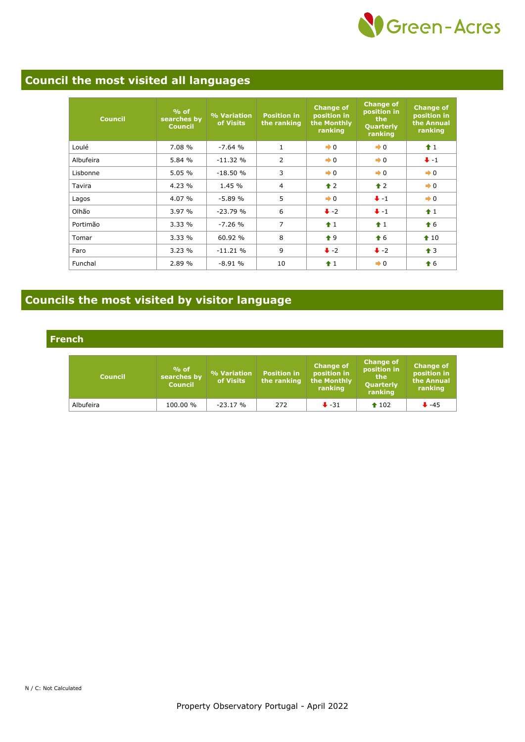## Council the most visited all languages

| Council | % of searches by Council | % Variation of Visits | Position in the ranking | Change of position in the Monthly ranking | Change of position in the Quarterly ranking | Change of position in the Annual ranking |
|---|---|---|---|---|---|---|
| Loulé | 7.08 % | -7.64 % | 1 | ➡ 0 | ➡ 0 | ⬆ 1 |
| Albufeira | 5.84 % | -11.32 % | 2 | ➡ 0 | ➡ 0 | ⬇ -1 |
| Lisbonne | 5.05 % | -18.50 % | 3 | ➡ 0 | ➡ 0 | ➡ 0 |
| Tavira | 4.23 % | 1.45 % | 4 | ⬆ 2 | ⬆ 2 | ➡ 0 |
| Lagos | 4.07 % | -5.89 % | 5 | ➡ 0 | ⬇ -1 | ➡ 0 |
| Olhão | 3.97 % | -23.79 % | 6 | ⬇ -2 | ⬇ -1 | ⬆ 1 |
| Portimão | 3.33 % | -7.26 % | 7 | ⬆ 1 | ⬆ 1 | ⬆ 6 |
| Tomar | 3.33 % | 60.92 % | 8 | ⬆ 9 | ⬆ 6 | ⬆ 10 |
| Faro | 3.23 % | -11.21 % | 9 | ⬇ -2 | ⬇ -2 | ⬆ 3 |
| Funchal | 2.89 % | -8.91 % | 10 | ⬆ 1 | ➡ 0 | ⬆ 6 |

## Councils the most visited by visitor language

### French

| Council | % of searches by Council | % Variation of Visits | Position in the ranking | Change of position in the Monthly ranking | Change of position in the Quarterly ranking | Change of position in the Annual ranking |
|---|---|---|---|---|---|---|
| Albufeira | 100.00 % | -23.17 % | 272 | ⬇ -31 | ⬆ 102 | ⬇ -45 |

N / C: Not Calculated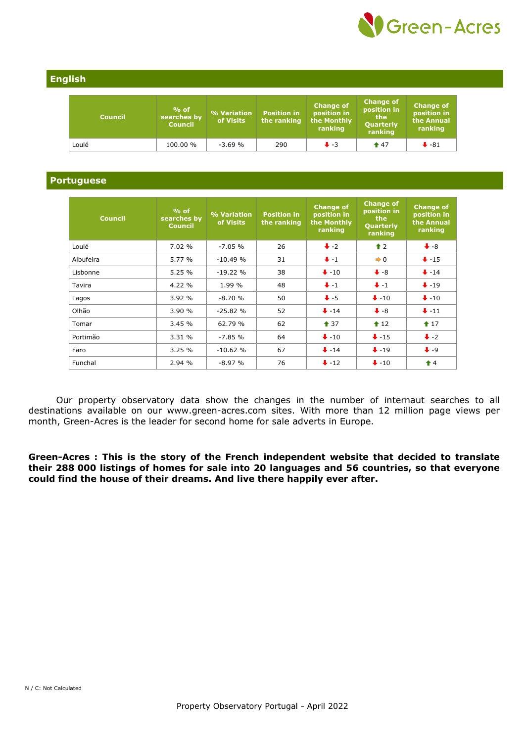## English

| Council | % of searches by Council | % Variation of Visits | Position in the ranking | Change of position in the Monthly ranking | Change of position in the Quarterly ranking | Change of position in the Annual ranking |
|---|---|---|---|---|---|---|
| Loulé | 100.00 % | -3.69 % | 290 | -3 | 47 | -81 |

## Portuguese

| Council | % of searches by Council | % Variation of Visits | Position in the ranking | Change of position in the Monthly ranking | Change of position in the Quarterly ranking | Change of position in the Annual ranking |
|---|---|---|---|---|---|---|
| Loulé | 7.02 % | -7.05 % | 26 | -2 | 2 | -8 |
| Albufeira | 5.77 % | -10.49 % | 31 | -1 | 0 | -15 |
| Lisbonne | 5.25 % | -19.22 % | 38 | -10 | -8 | -14 |
| Tavira | 4.22 % | 1.99 % | 48 | -1 | -1 | -19 |
| Lagos | 3.92 % | -8.70 % | 50 | -5 | -10 | -10 |
| Olhão | 3.90 % | -25.82 % | 52 | -14 | -8 | -11 |
| Tomar | 3.45 % | 62.79 % | 62 | 37 | 12 | 17 |
| Portimão | 3.31 % | -7.85 % | 64 | -10 | -15 | -2 |
| Faro | 3.25 % | -10.62 % | 67 | -14 | -19 | -9 |
| Funchal | 2.94 % | -8.97 % | 76 | -12 | -10 | 4 |

Our property observatory data show the changes in the number of internaut searches to all destinations available on our www.green-acres.com sites. With more than 12 million page views per month, Green-Acres is the leader for second home for sale adverts in Europe.

**Green-Acres : This is the story of the French independent website that decided to translate their 288 000 listings of homes for sale into 20 languages and 56 countries, so that everyone could find the house of their dreams. And live there happily ever after.**

N / C: Not Calculated